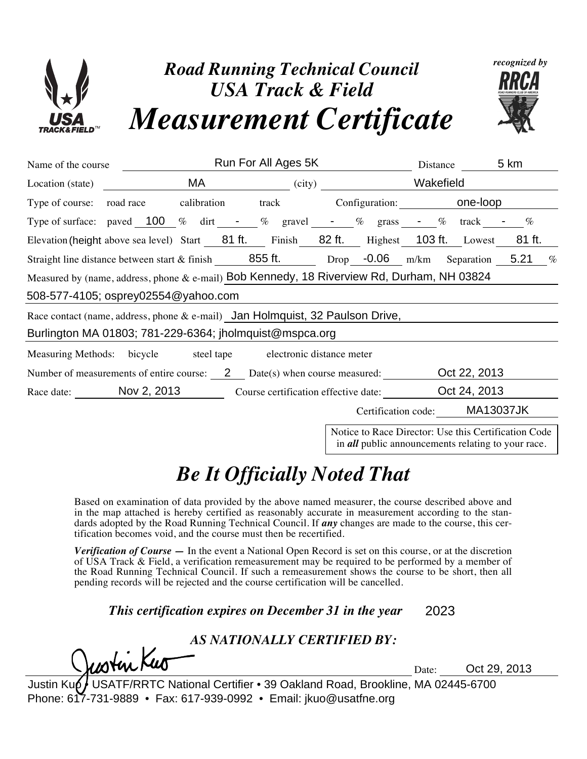# Road Running Technical Council
# USA Track & Field
# Measurement Certificate

*recognized by* RRCA

Name of the course: Run For All Ages 5K — Distance: 5 km

Location (state): MA — (city): Wakefield

Type of course: road race calibration track — Configuration: one-loop

Type of surface: paved 100 % dirt - % gravel - % grass - % track - %

Elevation (height above sea level) Start 81 ft. Finish 82 ft. Highest 103 ft. Lowest 81 ft.

Straight line distance between start & finish 855 ft. Drop -0.06 m/km Separation 5.21 %

Measured by (name, address, phone & e-mail) Bob Kennedy, 18 Riverview Rd, Durham, NH 03824
508-577-4105; osprey02554@yahoo.com

Race contact (name, address, phone & e-mail) Jan Holmquist, 32 Paulson Drive,
Burlington MA 01803; 781-229-6364; jholmquist@mspca.org

Measuring Methods: bicycle steel tape electronic distance meter

Number of measurements of entire course: 2 — Date(s) when course measured: Oct 22, 2013

Race date: Nov 2, 2013 — Course certification effective date: Oct 24, 2013

Certification code: MA13037JK

Notice to Race Director: Use this Certification Code in ***all*** public announcements relating to your race.

## *Be It Officially Noted That*

Based on examination of data provided by the above named measurer, the course described above and in the map attached is hereby certified as reasonably accurate in measurement according to the standards adopted by the Road Running Technical Council. If ***any*** changes are made to the course, this certification becomes void, and the course must then be recertified.

***Verification of Course —*** In the event a National Open Record is set on this course, or at the discretion of USA Track & Field, a verification remeasurement may be required to be performed by a member of the Road Running Technical Council. If such a remeasurement shows the course to be short, then all pending records will be rejected and the course certification will be cancelled.

***This certification expires on December 31 in the year*** 2023

***AS NATIONALLY CERTIFIED BY:***

Justin Kuo — Date: Oct 29, 2013

Justin Kuo • USATF/RRTC National Certifier • 39 Oakland Road, Brookline, MA 02445-6700
Phone: 617-731-9889 • Fax: 617-939-0992 • Email: jkuo@usatfne.org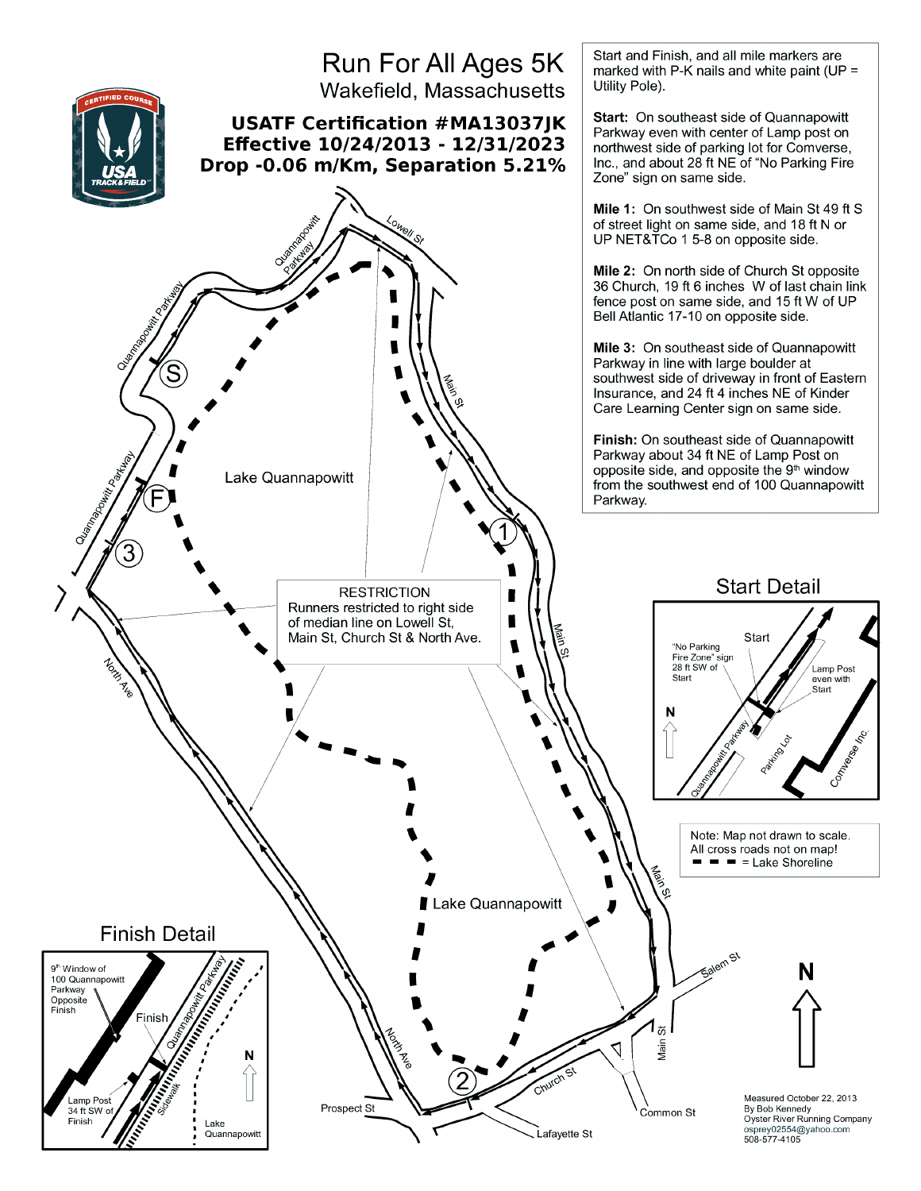# Run For All Ages 5K

## Wakefield, Massachusetts

**USATF Certification #MA13037JK**
**Effective 10/24/2013 - 12/31/2023**
**Drop -0.06 m/Km, Separation 5.21%**

CERTIFIED COURSE
USA TRACK & FIELD

Start and Finish, and all mile markers are marked with P-K nails and white paint (UP = Utility Pole).

**Start:** On southeast side of Quannapowitt Parkway even with center of Lamp post on northwest side of parking lot for Comverse, Inc., and about 28 ft NE of "No Parking Fire Zone" sign on same side.

**Mile 1:** On southwest side of Main St 49 ft S of street light on same side, and 18 ft N or UP NET&TCo 1 5-8 on opposite side.

**Mile 2:** On north side of Church St opposite 36 Church, 19 ft 6 inches W of last chain link fence post on same side, and 15 ft W of UP Bell Atlantic 17-10 on opposite side.

**Mile 3:** On southeast side of Quannapowitt Parkway in line with large boulder at southwest side of driveway in front of Eastern Insurance, and 24 ft 4 inches NE of Kinder Care Learning Center sign on same side.

**Finish:** On southeast side of Quannapowitt Parkway about 34 ft NE of Lamp Post on opposite side, and opposite the 9th window from the southwest end of 100 Quannapowitt Parkway.

RESTRICTION
Runners restricted to right side of median line on Lowell St, Main St, Church St & North Ave.

Lake Quannapowitt

Quannapowitt Parkway
Lowell St
Main St
North Ave
Salem St
Church St
Common St
Lafayette St
Prospect St

S
F
1
2
3

## Start Detail

"No Parking Fire Zone" sign 28 ft SW of Start
Start
Lamp Post even with Start
Quannapowitt Parkway
Parking Lot
Comverse Inc.
N

Note: Map not drawn to scale.
All cross roads not on map!
- - - = Lake Shoreline

N

## Finish Detail

9th Window of 100 Quannapowitt Parkway Opposite Finish
Finish
Quannapowitt Parkway
Lamp Post 34 ft SW of Finish
Sidewalk
Lake Quannapowitt
N

Measured October 22, 2013
By Bob Kennedy
Oyster River Running Company
osprey02554@yahoo.com
508-577-4105